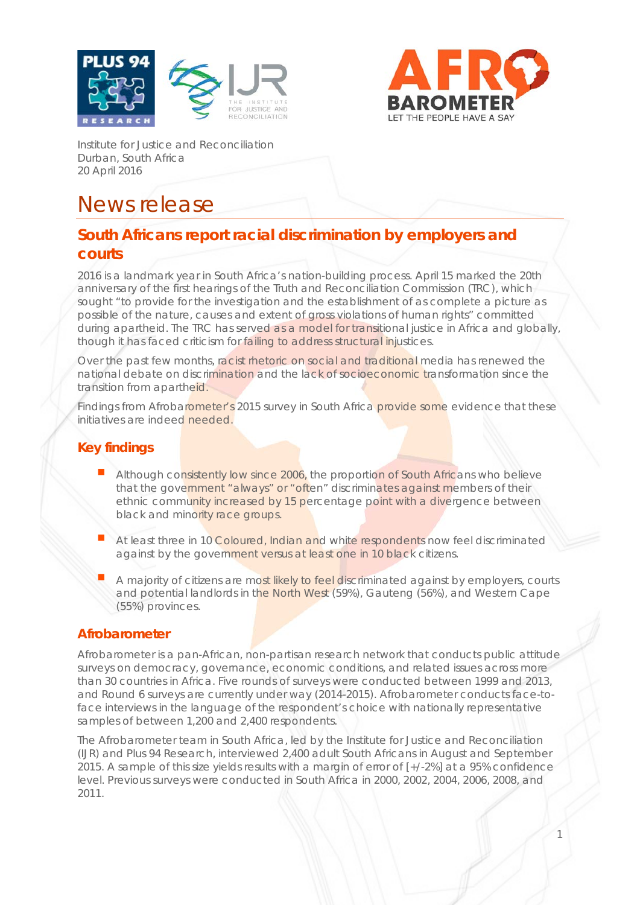Institute for Justice and Reconciliation
Durban, South Africa
20 April 2016

# News release

## South Africans report racial discrimination by employers and courts

2016 is a landmark year in South Africa's nation-building process. April 15 marked the 20th anniversary of the first hearings of the Truth and Reconciliation Commission (TRC), which sought "to provide for the investigation and the establishment of as complete a picture as possible of the nature, causes and extent of gross violations of human rights" committed during apartheid. The TRC has served as a model for transitional justice in Africa and globally, though it has faced criticism for failing to address structural injustices.

Over the past few months, racist rhetoric on social and traditional media has renewed the national debate on discrimination and the lack of socioeconomic transformation since the transition from apartheid.

Findings from Afrobarometer's 2015 survey in South Africa provide some evidence that these initiatives are indeed needed.

### Key findings

- Although consistently low since 2006, the proportion of South Africans who believe that the government "always" or "often" discriminates against members of their ethnic community increased by 15 percentage point with a divergence between black and minority race groups.
- At least three in 10 Coloured, Indian and white respondents now feel discriminated against by the government versus at least one in 10 black citizens.
- A majority of citizens are most likely to feel discriminated against by employers, courts and potential landlords in the North West (59%), Gauteng (56%), and Western Cape (55%) provinces.

### Afrobarometer

Afrobarometer is a pan-African, non-partisan research network that conducts public attitude surveys on democracy, governance, economic conditions, and related issues across more than 30 countries in Africa. Five rounds of surveys were conducted between 1999 and 2013, and Round 6 surveys are currently under way (2014-2015). Afrobarometer conducts face-to-face interviews in the language of the respondent's choice with nationally representative samples of between 1,200 and 2,400 respondents.

The Afrobarometer team in South Africa, led by the Institute for Justice and Reconciliation (IJR) and Plus 94 Research, interviewed 2,400 adult South Africans in August and September 2015. A sample of this size yields results with a margin of error of [+/-2%] at a 95% confidence level. Previous surveys were conducted in South Africa in 2000, 2002, 2004, 2006, 2008, and 2011.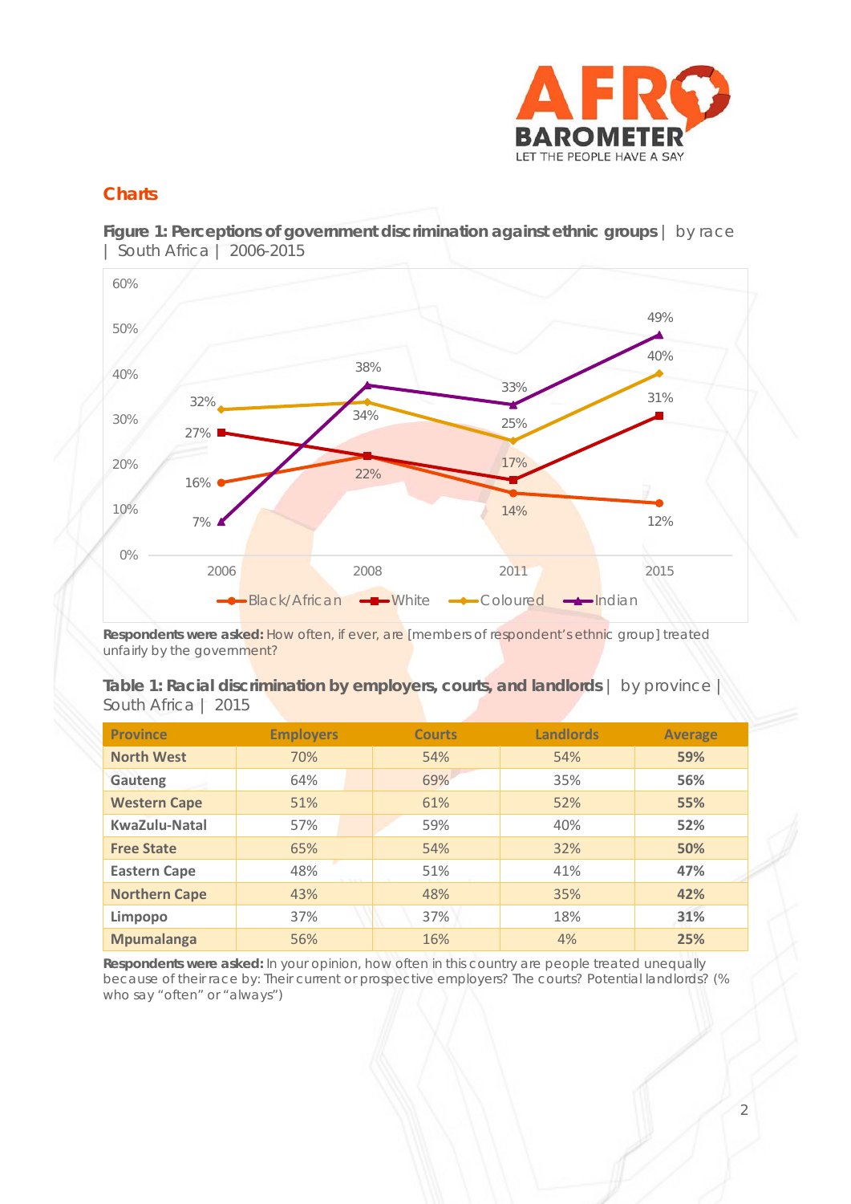## Charts

**Figure 1: Perceptions of government discrimination against ethnic groups** | by race | South Africa | 2006-2015

| Year | Black/African | White | Coloured | Indian |
|---|---|---|---|---|
| 2006 | 16% | 27% | 32% | 7% |
| 2008 | 22% | 22% | 34% | 38% |
| 2011 | 14% | 17% | 25% | 33% |
| 2015 | 12% | 31% | 40% | 49% |

**Respondents were asked:** How often, if ever, are [members of respondent's ethnic group] treated unfairly by the government?

**Table 1: Racial discrimination by employers, courts, and landlords** | by province | South Africa | 2015

| Province | Employers | Courts | Landlords | Average |
|---|---|---|---|---|
| **North West** | 70% | 54% | 54% | **59%** |
| **Gauteng** | 64% | 69% | 35% | **56%** |
| **Western Cape** | 51% | 61% | 52% | **55%** |
| **KwaZulu-Natal** | 57% | 59% | 40% | **52%** |
| **Free State** | 65% | 54% | 32% | **50%** |
| **Eastern Cape** | 48% | 51% | 41% | **47%** |
| **Northern Cape** | 43% | 48% | 35% | **42%** |
| **Limpopo** | 37% | 37% | 18% | **31%** |
| **Mpumalanga** | 56% | 16% | 4% | **25%** |

**Respondents were asked:** In your opinion, how often in this country are people treated unequally because of their race by: Their current or prospective employers? The courts? Potential landlords? (% who say "often" or "always")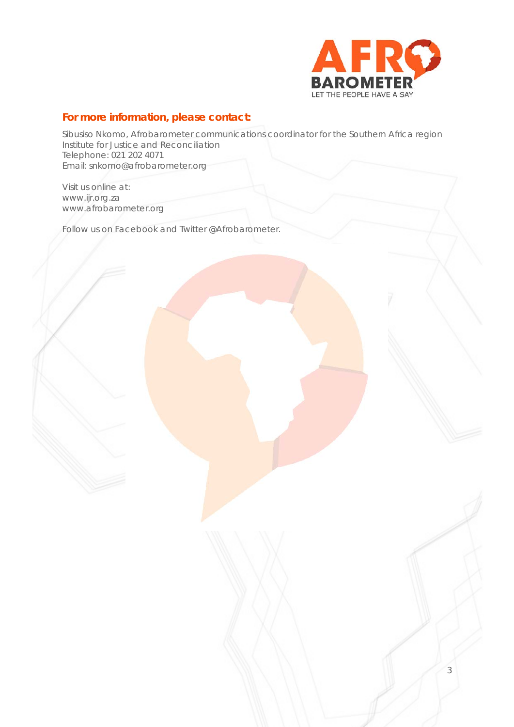**For more information, please contact:**

Sibusiso Nkomo, Afrobarometer communications coordinator for the Southern Africa region
Institute for Justice and Reconciliation
Telephone: 021 202 4071
Email: snkomo@afrobarometer.org

Visit us online at:
www.ijr.org.za
www.afrobarometer.org

Follow us on Facebook and Twitter @Afrobarometer.